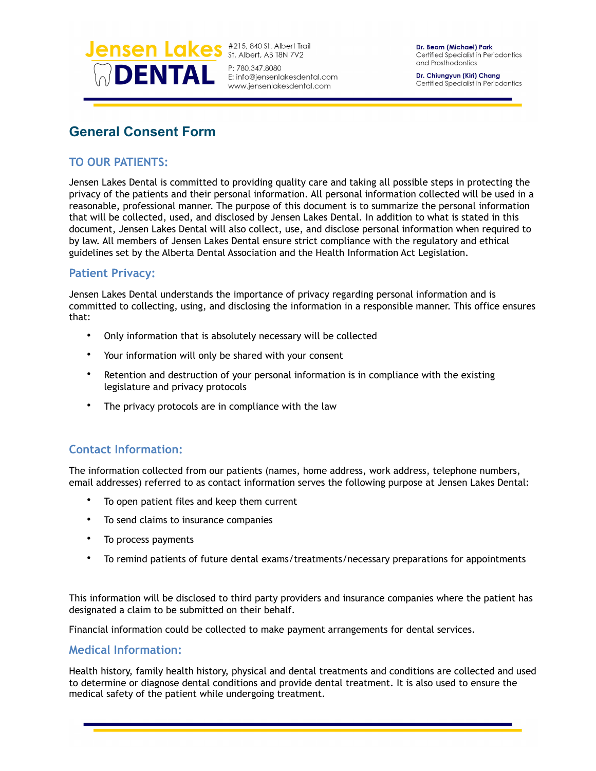Jensen Lakes DENTAL

#215, 840 St. Albert Trail
St. Albert, AB T8N 7V2

P: 780.347.8080
E: info@jensenlakesdental.com
www.jensenlakesdental.com

**Dr. Beom (Michael) Park**
Certified Specialist in Periodontics and Prosthodontics

**Dr. Chiungyun (Kiri) Chang**
Certified Specialist in Periodontics

# General Consent Form

## TO OUR PATIENTS:

Jensen Lakes Dental is committed to providing quality care and taking all possible steps in protecting the privacy of the patients and their personal information. All personal information collected will be used in a reasonable, professional manner. The purpose of this document is to summarize the personal information that will be collected, used, and disclosed by Jensen Lakes Dental. In addition to what is stated in this document, Jensen Lakes Dental will also collect, use, and disclose personal information when required to by law. All members of Jensen Lakes Dental ensure strict compliance with the regulatory and ethical guidelines set by the Alberta Dental Association and the Health Information Act Legislation.

## Patient Privacy:

Jensen Lakes Dental understands the importance of privacy regarding personal information and is committed to collecting, using, and disclosing the information in a responsible manner. This office ensures that:

- Only information that is absolutely necessary will be collected
- Your information will only be shared with your consent
- Retention and destruction of your personal information is in compliance with the existing legislature and privacy protocols
- The privacy protocols are in compliance with the law

## Contact Information:

The information collected from our patients (names, home address, work address, telephone numbers, email addresses) referred to as contact information serves the following purpose at Jensen Lakes Dental:

- To open patient files and keep them current
- To send claims to insurance companies
- To process payments
- To remind patients of future dental exams/treatments/necessary preparations for appointments

This information will be disclosed to third party providers and insurance companies where the patient has designated a claim to be submitted on their behalf.

Financial information could be collected to make payment arrangements for dental services.

## Medical Information:

Health history, family health history, physical and dental treatments and conditions are collected and used to determine or diagnose dental conditions and provide dental treatment. It is also used to ensure the medical safety of the patient while undergoing treatment.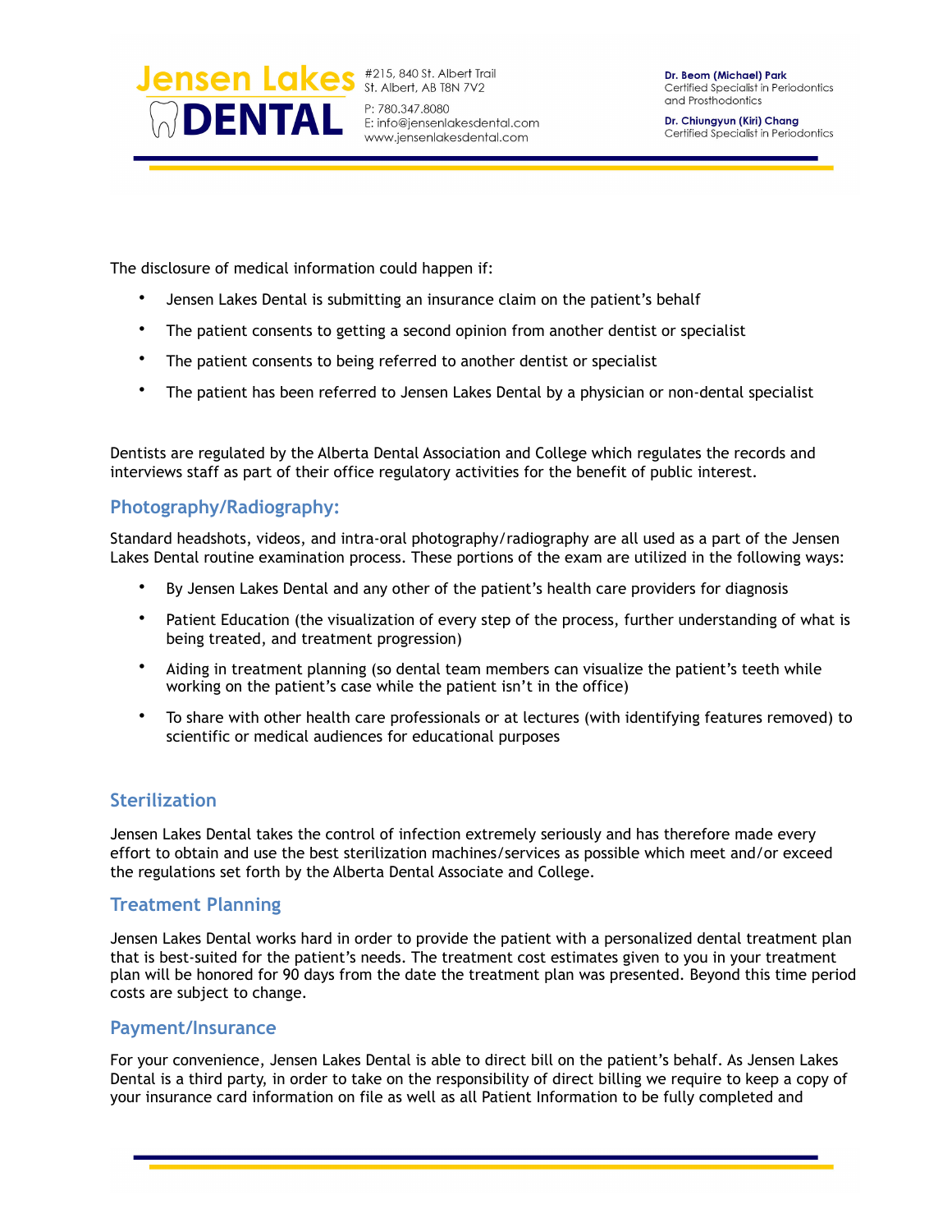The disclosure of medical information could happen if:

- Jensen Lakes Dental is submitting an insurance claim on the patient's behalf
- The patient consents to getting a second opinion from another dentist or specialist
- The patient consents to being referred to another dentist or specialist
- The patient has been referred to Jensen Lakes Dental by a physician or non-dental specialist

Dentists are regulated by the Alberta Dental Association and College which regulates the records and interviews staff as part of their office regulatory activities for the benefit of public interest.

## Photography/Radiography:

Standard headshots, videos, and intra-oral photography/radiography are all used as a part of the Jensen Lakes Dental routine examination process. These portions of the exam are utilized in the following ways:

- By Jensen Lakes Dental and any other of the patient's health care providers for diagnosis
- Patient Education (the visualization of every step of the process, further understanding of what is being treated, and treatment progression)
- Aiding in treatment planning (so dental team members can visualize the patient's teeth while working on the patient's case while the patient isn't in the office)
- To share with other health care professionals or at lectures (with identifying features removed) to scientific or medical audiences for educational purposes

## Sterilization

Jensen Lakes Dental takes the control of infection extremely seriously and has therefore made every effort to obtain and use the best sterilization machines/services as possible which meet and/or exceed the regulations set forth by the Alberta Dental Associate and College.

## Treatment Planning

Jensen Lakes Dental works hard in order to provide the patient with a personalized dental treatment plan that is best-suited for the patient's needs. The treatment cost estimates given to you in your treatment plan will be honored for 90 days from the date the treatment plan was presented. Beyond this time period costs are subject to change.

## Payment/Insurance

For your convenience, Jensen Lakes Dental is able to direct bill on the patient's behalf. As Jensen Lakes Dental is a third party, in order to take on the responsibility of direct billing we require to keep a copy of your insurance card information on file as well as all Patient Information to be fully completed and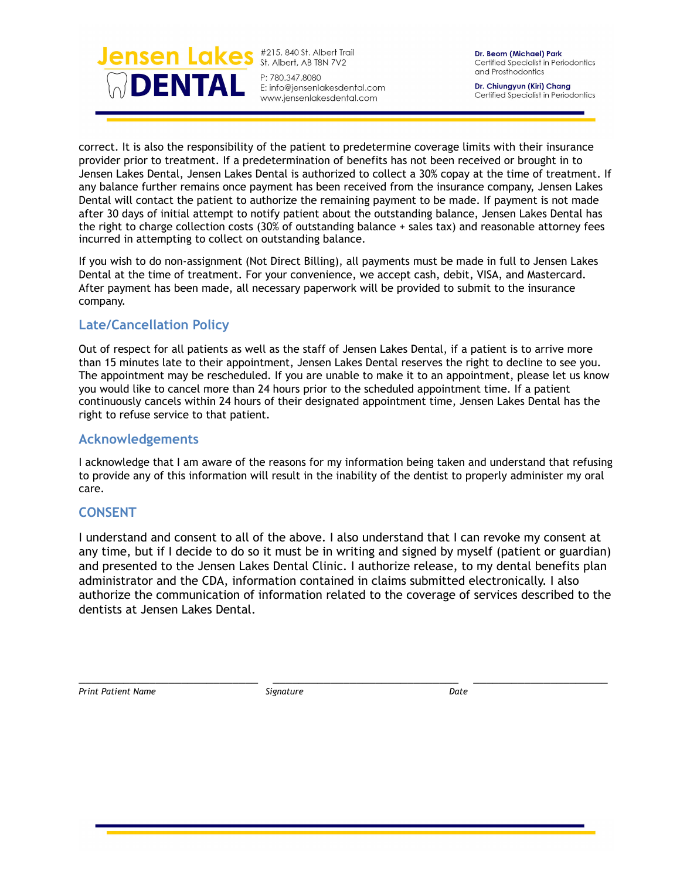correct. It is also the responsibility of the patient to predetermine coverage limits with their insurance provider prior to treatment. If a predetermination of benefits has not been received or brought in to Jensen Lakes Dental, Jensen Lakes Dental is authorized to collect a 30% copay at the time of treatment. If any balance further remains once payment has been received from the insurance company, Jensen Lakes Dental will contact the patient to authorize the remaining payment to be made. If payment is not made after 30 days of initial attempt to notify patient about the outstanding balance, Jensen Lakes Dental has the right to charge collection costs (30% of outstanding balance + sales tax) and reasonable attorney fees incurred in attempting to collect on outstanding balance.

If you wish to do non-assignment (Not Direct Billing), all payments must be made in full to Jensen Lakes Dental at the time of treatment. For your convenience, we accept cash, debit, VISA, and Mastercard. After payment has been made, all necessary paperwork will be provided to submit to the insurance company.

## Late/Cancellation Policy

Out of respect for all patients as well as the staff of Jensen Lakes Dental, if a patient is to arrive more than 15 minutes late to their appointment, Jensen Lakes Dental reserves the right to decline to see you. The appointment may be rescheduled. If you are unable to make it to an appointment, please let us know you would like to cancel more than 24 hours prior to the scheduled appointment time. If a patient continuously cancels within 24 hours of their designated appointment time, Jensen Lakes Dental has the right to refuse service to that patient.

## Acknowledgements

I acknowledge that I am aware of the reasons for my information being taken and understand that refusing to provide any of this information will result in the inability of the dentist to properly administer my oral care.

## CONSENT

I understand and consent to all of the above. I also understand that I can revoke my consent at any time, but if I decide to do so it must be in writing and signed by myself (patient or guardian) and presented to the Jensen Lakes Dental Clinic. I authorize release, to my dental benefits plan administrator and the CDA, information contained in claims submitted electronically. I also authorize the communication of information related to the coverage of services described to the dentists at Jensen Lakes Dental.

_______________________________ _______________________________ _______________________

*Print Patient Name* *Signature* *Date*